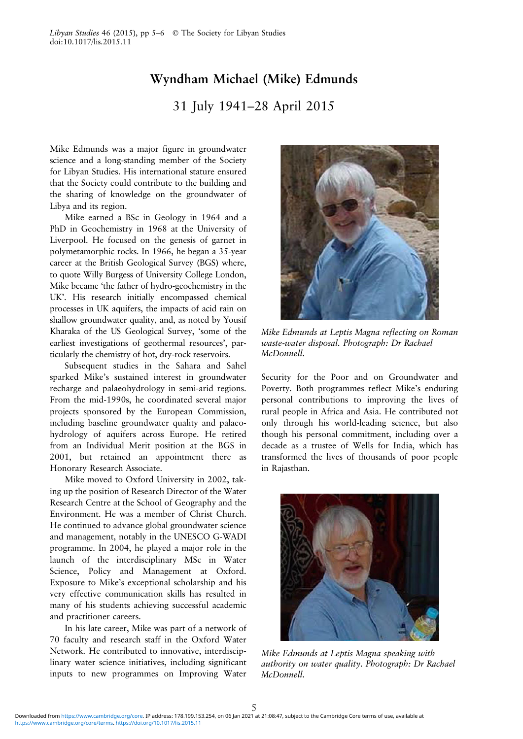# Wyndham Michael (Mike) Edmunds

## 31 July 1941–28 April 2015

Mike Edmunds was a major figure in groundwater science and a long-standing member of the Society for Libyan Studies. His international stature ensured that the Society could contribute to the building and the sharing of knowledge on the groundwater of Libya and its region.

Mike earned a BSc in Geology in 1964 and a PhD in Geochemistry in 1968 at the University of Liverpool. He focused on the genesis of garnet in polymetamorphic rocks. In 1966, he began a 35-year career at the British Geological Survey (BGS) where, to quote Willy Burgess of University College London, Mike became 'the father of hydro-geochemistry in the UK'. His research initially encompassed chemical processes in UK aquifers, the impacts of acid rain on shallow groundwater quality, and, as noted by Yousif Kharaka of the US Geological Survey, 'some of the earliest investigations of geothermal resources', particularly the chemistry of hot, dry-rock reservoirs.

Subsequent studies in the Sahara and Sahel sparked Mike's sustained interest in groundwater recharge and palaeohydrology in semi-arid regions. From the mid-1990s, he coordinated several major projects sponsored by the European Commission, including baseline groundwater quality and palaeohydrology of aquifers across Europe. He retired from an Individual Merit position at the BGS in 2001, but retained an appointment there as Honorary Research Associate.

Mike moved to Oxford University in 2002, taking up the position of Research Director of the Water Research Centre at the School of Geography and the Environment. He was a member of Christ Church. He continued to advance global groundwater science and management, notably in the UNESCO G-WADI programme. In 2004, he played a major role in the launch of the interdisciplinary MSc in Water Science, Policy and Management at Oxford. Exposure to Mike's exceptional scholarship and his very effective communication skills has resulted in many of his students achieving successful academic and practitioner careers.

In his late career, Mike was part of a network of 70 faculty and research staff in the Oxford Water Network. He contributed to innovative, interdisciplinary water science initiatives, including significant inputs to new programmes on Improving Water Security for the Poor and on Groundwater and Poverty. Both programmes reflect Mike's enduring personal contributions to improving the lives of rural people in Africa and Asia. He contributed not only through his world-leading science, but also though his personal commitment, including over a decade as a trustee of Wells for India, which has transformed the lives of thousands of poor people in Rajasthan.

*Mike Edmunds at Leptis Magna reflecting on Roman waste-water disposal. Photograph: Dr Rachael McDonnell.*

*Mike Edmunds at Leptis Magna speaking with authority on water quality. Photograph: Dr Rachael McDonnell.*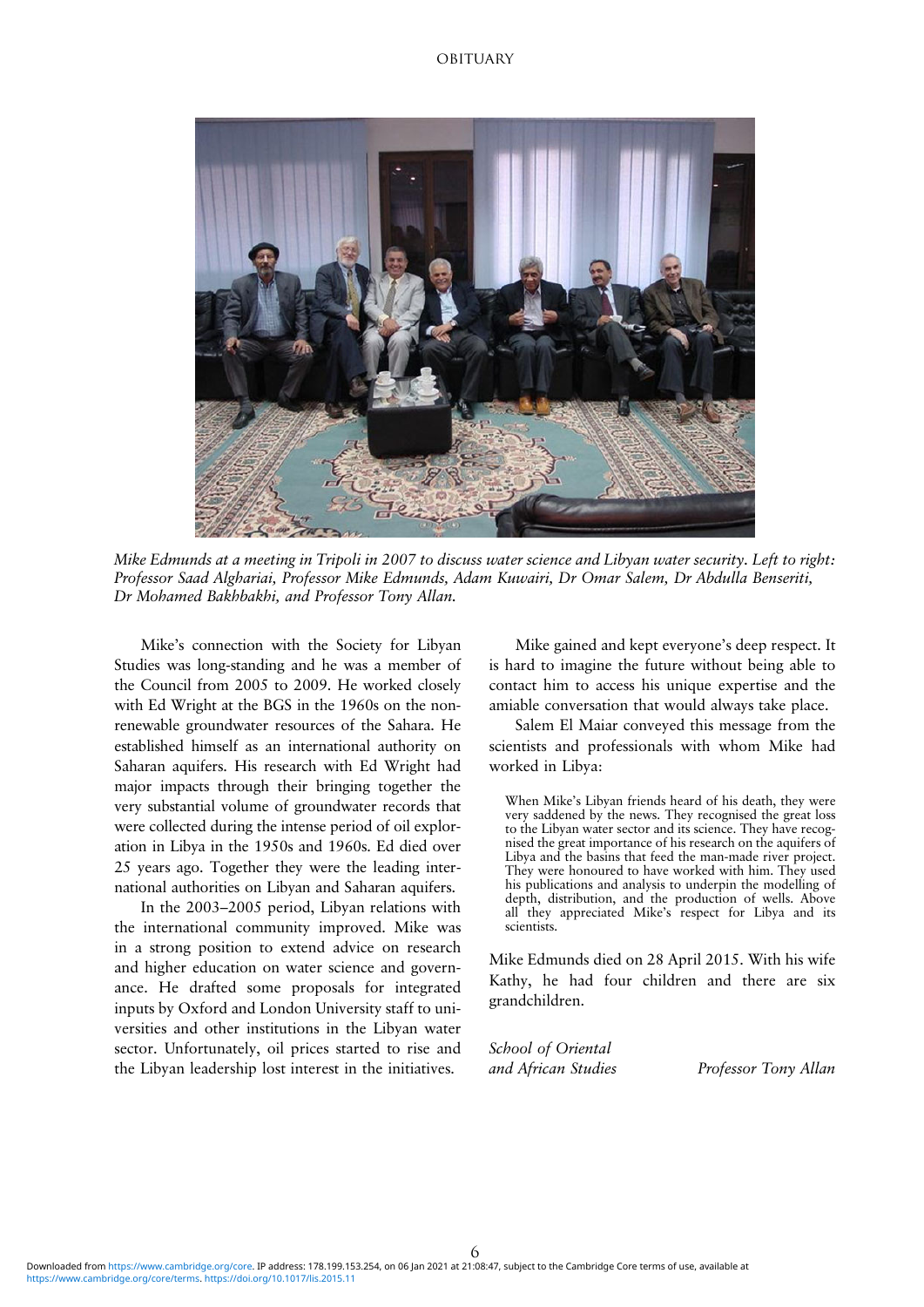*Mike Edmunds at a meeting in Tripoli in 2007 to discuss water science and Libyan water security. Left to right: Professor Saad Alghariai, Professor Mike Edmunds, Adam Kuwairi, Dr Omar Salem, Dr Abdulla Benseriti, Dr Mohamed Bakhbakhi, and Professor Tony Allan.*

Mike's connection with the Society for Libyan Studies was long-standing and he was a member of the Council from 2005 to 2009. He worked closely with Ed Wright at the BGS in the 1960s on the non-renewable groundwater resources of the Sahara. He established himself as an international authority on Saharan aquifers. His research with Ed Wright had major impacts through their bringing together the very substantial volume of groundwater records that were collected during the intense period of oil exploration in Libya in the 1950s and 1960s. Ed died over 25 years ago. Together they were the leading international authorities on Libyan and Saharan aquifers.

In the 2003–2005 period, Libyan relations with the international community improved. Mike was in a strong position to extend advice on research and higher education on water science and governance. He drafted some proposals for integrated inputs by Oxford and London University staff to universities and other institutions in the Libyan water sector. Unfortunately, oil prices started to rise and the Libyan leadership lost interest in the initiatives.

Mike gained and kept everyone's deep respect. It is hard to imagine the future without being able to contact him to access his unique expertise and the amiable conversation that would always take place.

Salem El Maiar conveyed this message from the scientists and professionals with whom Mike had worked in Libya:

> When Mike's Libyan friends heard of his death, they were very saddened by the news. They recognised the great loss to the Libyan water sector and its science. They have recognised the great importance of his research on the aquifers of Libya and the basins that feed the man-made river project. They were honoured to have worked with him. They used his publications and analysis to underpin the modelling of depth, distribution, and the production of wells. Above all they appreciated Mike's respect for Libya and its scientists.

Mike Edmunds died on 28 April 2015. With his wife Kathy, he had four children and there are six grandchildren.

*School of Oriental and African Studies* — *Professor Tony Allan*